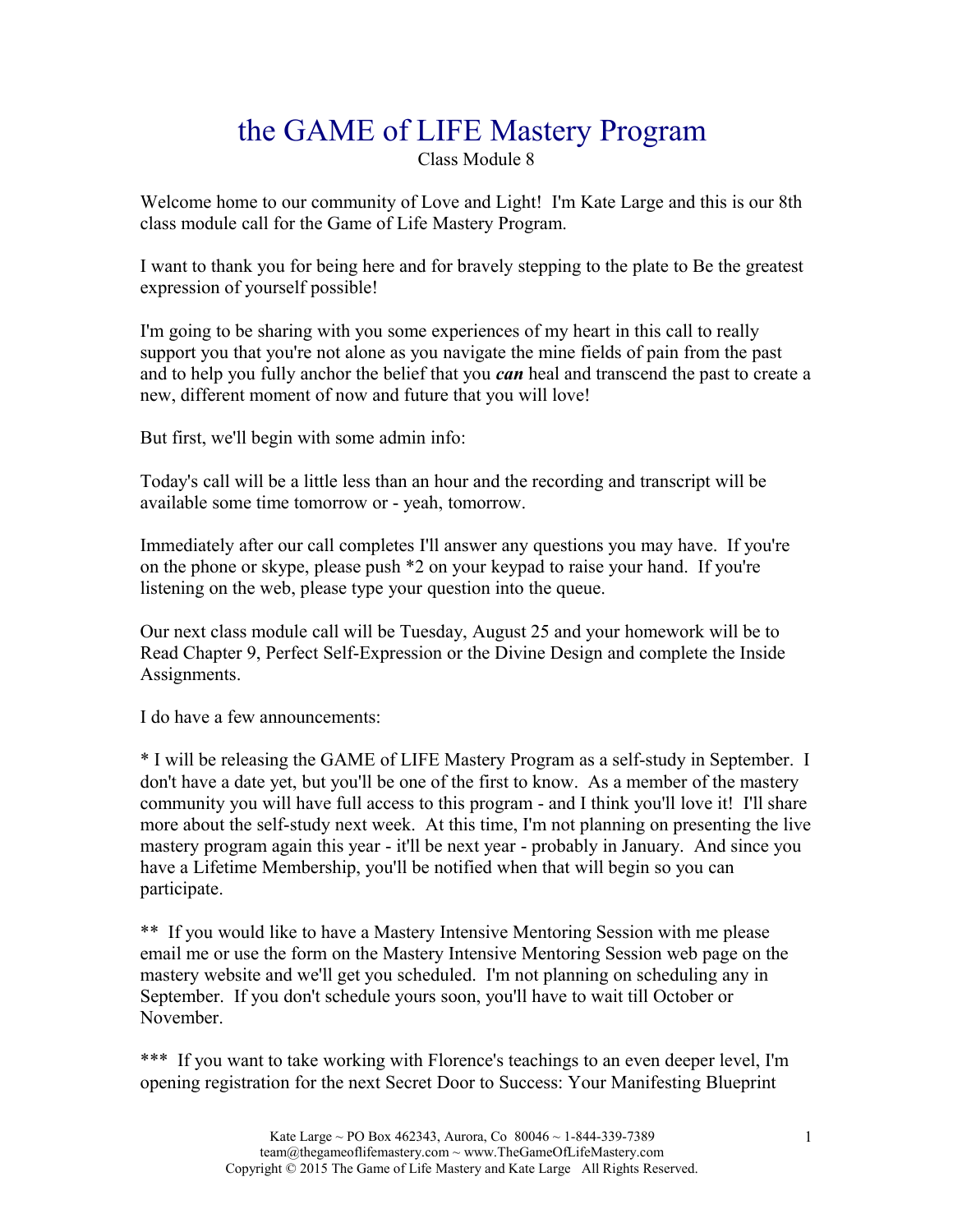# the GAME of LIFE Mastery Program

Class Module 8

Welcome home to our community of Love and Light! I'm Kate Large and this is our 8th class module call for the Game of Life Mastery Program.

I want to thank you for being here and for bravely stepping to the plate to Be the greatest expression of yourself possible!

I'm going to be sharing with you some experiences of my heart in this call to really support you that you're not alone as you navigate the mine fields of pain from the past and to help you fully anchor the belief that you ***can*** heal and transcend the past to create a new, different moment of now and future that you will love!

But first, we'll begin with some admin info:

Today's call will be a little less than an hour and the recording and transcript will be available some time tomorrow or - yeah, tomorrow.

Immediately after our call completes I'll answer any questions you may have. If you're on the phone or skype, please push *2 on your keypad to raise your hand. If you're listening on the web, please type your question into the queue.

Our next class module call will be Tuesday, August 25 and your homework will be to Read Chapter 9, Perfect Self-Expression or the Divine Design and complete the Inside Assignments.

I do have a few announcements:

* I will be releasing the GAME of LIFE Mastery Program as a self-study in September. I don't have a date yet, but you'll be one of the first to know. As a member of the mastery community you will have full access to this program - and I think you'll love it! I'll share more about the self-study next week. At this time, I'm not planning on presenting the live mastery program again this year - it'll be next year - probably in January. And since you have a Lifetime Membership, you'll be notified when that will begin so you can participate.

** If you would like to have a Mastery Intensive Mentoring Session with me please email me or use the form on the Mastery Intensive Mentoring Session web page on the mastery website and we'll get you scheduled. I'm not planning on scheduling any in September. If you don't schedule yours soon, you'll have to wait till October or November.

*** If you want to take working with Florence's teachings to an even deeper level, I'm opening registration for the next Secret Door to Success: Your Manifesting Blueprint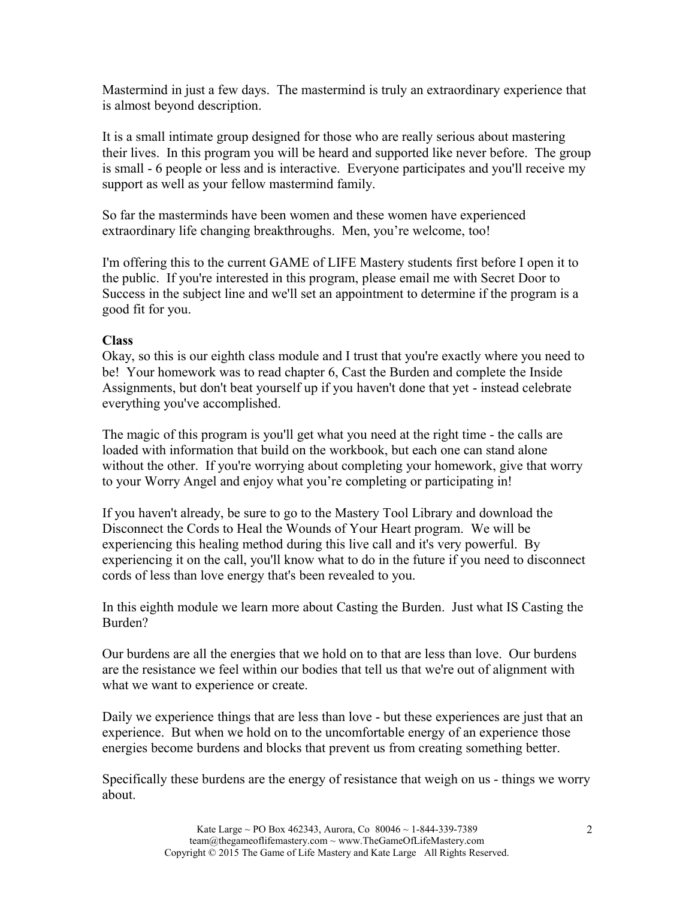Mastermind in just a few days. The mastermind is truly an extraordinary experience that is almost beyond description.

It is a small intimate group designed for those who are really serious about mastering their lives. In this program you will be heard and supported like never before. The group is small - 6 people or less and is interactive. Everyone participates and you'll receive my support as well as your fellow mastermind family.

So far the masterminds have been women and these women have experienced extraordinary life changing breakthroughs. Men, you're welcome, too!

I'm offering this to the current GAME of LIFE Mastery students first before I open it to the public. If you're interested in this program, please email me with Secret Door to Success in the subject line and we'll set an appointment to determine if the program is a good fit for you.

**Class**

Okay, so this is our eighth class module and I trust that you're exactly where you need to be! Your homework was to read chapter 6, Cast the Burden and complete the Inside Assignments, but don't beat yourself up if you haven't done that yet - instead celebrate everything you've accomplished.

The magic of this program is you'll get what you need at the right time - the calls are loaded with information that build on the workbook, but each one can stand alone without the other. If you're worrying about completing your homework, give that worry to your Worry Angel and enjoy what you're completing or participating in!

If you haven't already, be sure to go to the Mastery Tool Library and download the Disconnect the Cords to Heal the Wounds of Your Heart program. We will be experiencing this healing method during this live call and it's very powerful. By experiencing it on the call, you'll know what to do in the future if you need to disconnect cords of less than love energy that's been revealed to you.

In this eighth module we learn more about Casting the Burden. Just what IS Casting the Burden?

Our burdens are all the energies that we hold on to that are less than love. Our burdens are the resistance we feel within our bodies that tell us that we're out of alignment with what we want to experience or create.

Daily we experience things that are less than love - but these experiences are just that an experience. But when we hold on to the uncomfortable energy of an experience those energies become burdens and blocks that prevent us from creating something better.

Specifically these burdens are the energy of resistance that weigh on us - things we worry about.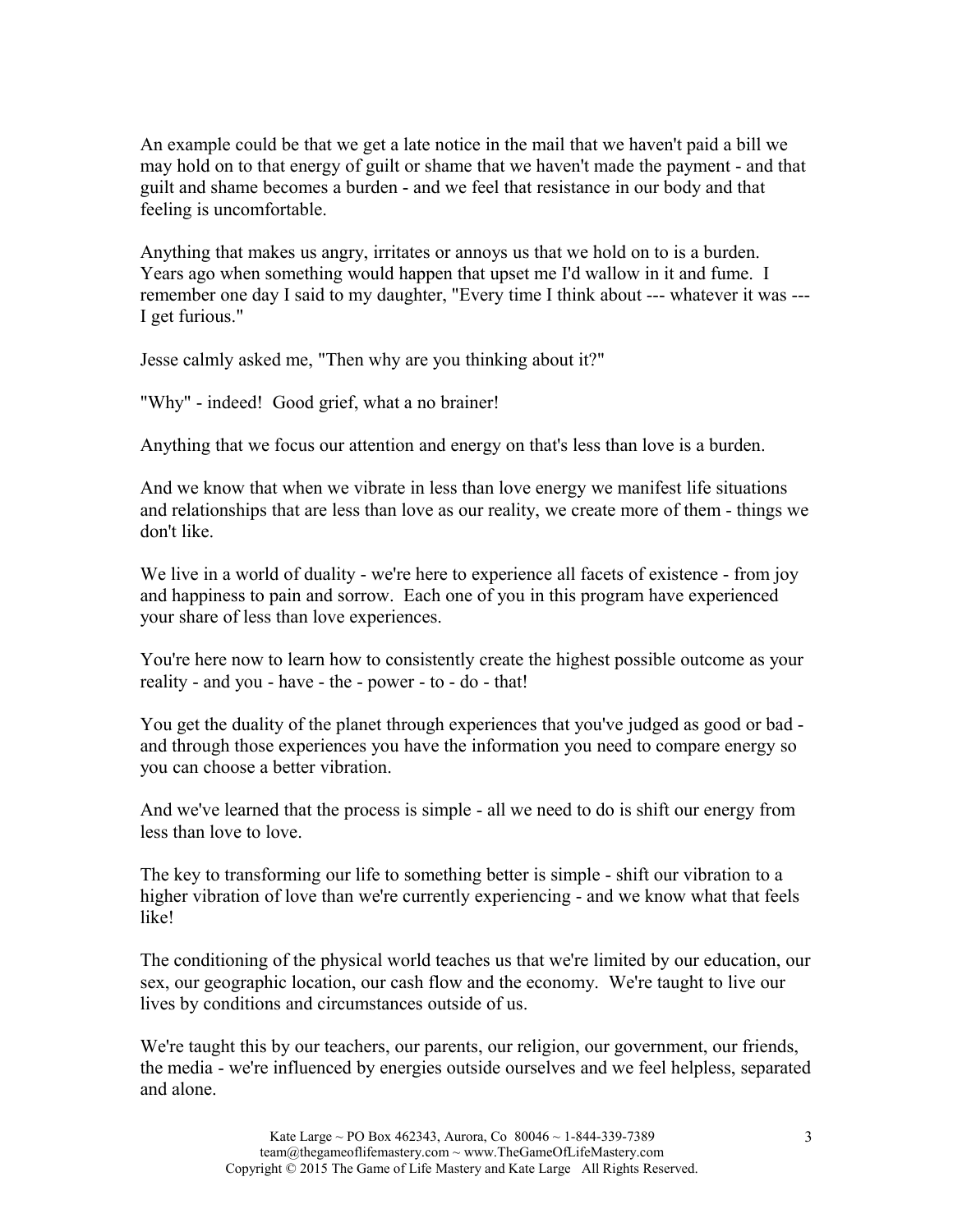An example could be that we get a late notice in the mail that we haven't paid a bill we may hold on to that energy of guilt or shame that we haven't made the payment - and that guilt and shame becomes a burden - and we feel that resistance in our body and that feeling is uncomfortable.

Anything that makes us angry, irritates or annoys us that we hold on to is a burden. Years ago when something would happen that upset me I'd wallow in it and fume. I remember one day I said to my daughter, "Every time I think about --- whatever it was --- I get furious."

Jesse calmly asked me, "Then why are you thinking about it?"

"Why" - indeed! Good grief, what a no brainer!

Anything that we focus our attention and energy on that's less than love is a burden.

And we know that when we vibrate in less than love energy we manifest life situations and relationships that are less than love as our reality, we create more of them - things we don't like.

We live in a world of duality - we're here to experience all facets of existence - from joy and happiness to pain and sorrow. Each one of you in this program have experienced your share of less than love experiences.

You're here now to learn how to consistently create the highest possible outcome as your reality - and you - have - the - power - to - do - that!

You get the duality of the planet through experiences that you've judged as good or bad - and through those experiences you have the information you need to compare energy so you can choose a better vibration.

And we've learned that the process is simple - all we need to do is shift our energy from less than love to love.

The key to transforming our life to something better is simple - shift our vibration to a higher vibration of love than we're currently experiencing - and we know what that feels like!

The conditioning of the physical world teaches us that we're limited by our education, our sex, our geographic location, our cash flow and the economy. We're taught to live our lives by conditions and circumstances outside of us.

We're taught this by our teachers, our parents, our religion, our government, our friends, the media - we're influenced by energies outside ourselves and we feel helpless, separated and alone.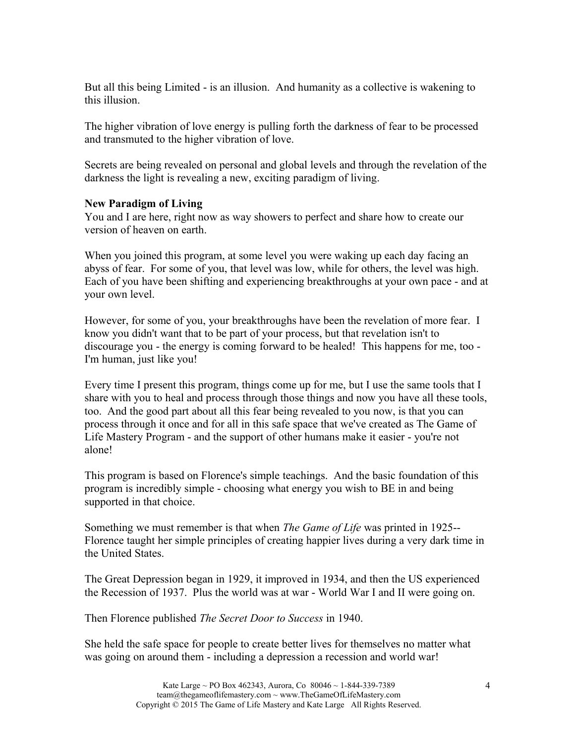But all this being Limited - is an illusion.  And humanity as a collective is wakening to this illusion.

The higher vibration of love energy is pulling forth the darkness of fear to be processed and transmuted to the higher vibration of love.

Secrets are being revealed on personal and global levels and through the revelation of the darkness the light is revealing a new, exciting paradigm of living.

**New Paradigm of Living**

You and I are here, right now as way showers to perfect and share how to create our version of heaven on earth.

When you joined this program, at some level you were waking up each day facing an abyss of fear.  For some of you, that level was low, while for others, the level was high. Each of you have been shifting and experiencing breakthroughs at your own pace - and at your own level.

However, for some of you, your breakthroughs have been the revelation of more fear.  I know you didn't want that to be part of your process, but that revelation isn't to discourage you - the energy is coming forward to be healed!  This happens for me, too - I'm human, just like you!

Every time I present this program, things come up for me, but I use the same tools that I share with you to heal and process through those things and now you have all these tools, too.  And the good part about all this fear being revealed to you now, is that you can process through it once and for all in this safe space that we've created as The Game of Life Mastery Program - and the support of other humans make it easier - you're not alone!

This program is based on Florence's simple teachings.  And the basic foundation of this program is incredibly simple - choosing what energy you wish to BE in and being supported in that choice.

Something we must remember is that when *The Game of Life* was printed in 1925-- Florence taught her simple principles of creating happier lives during a very dark time in the United States.

The Great Depression began in 1929, it improved in 1934, and then the US experienced the Recession of 1937.  Plus the world was at war - World War I and II were going on.

Then Florence published *The Secret Door to Success* in 1940.

She held the safe space for people to create better lives for themselves no matter what was going on around them - including a depression a recession and world war!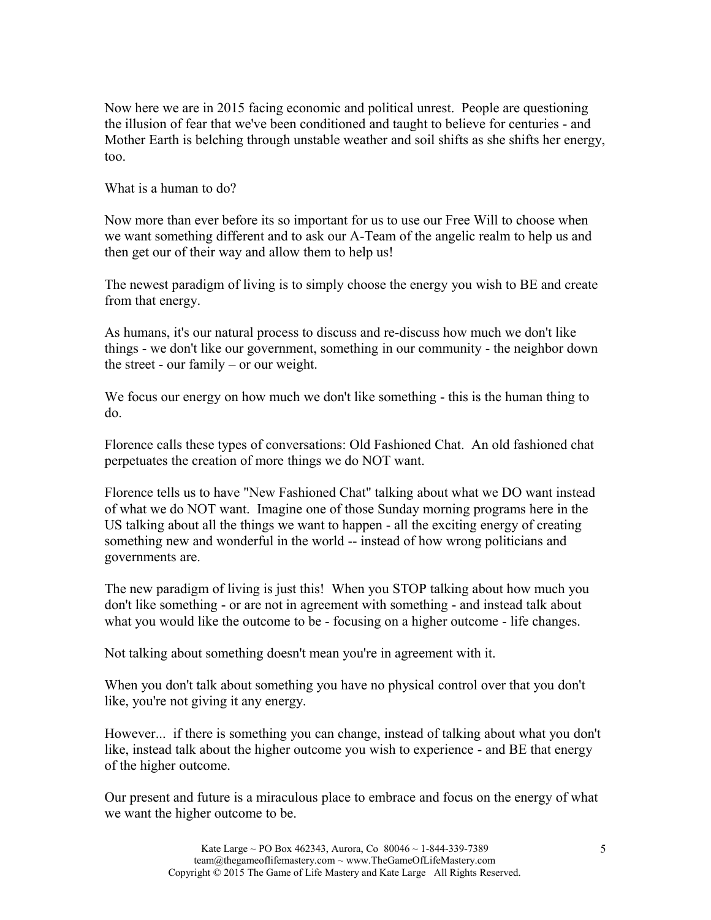Now here we are in 2015 facing economic and political unrest. People are questioning the illusion of fear that we've been conditioned and taught to believe for centuries - and Mother Earth is belching through unstable weather and soil shifts as she shifts her energy, too.

What is a human to do?

Now more than ever before its so important for us to use our Free Will to choose when we want something different and to ask our A-Team of the angelic realm to help us and then get our of their way and allow them to help us!

The newest paradigm of living is to simply choose the energy you wish to BE and create from that energy.

As humans, it's our natural process to discuss and re-discuss how much we don't like things - we don't like our government, something in our community - the neighbor down the street - our family – or our weight.

We focus our energy on how much we don't like something - this is the human thing to do.

Florence calls these types of conversations: Old Fashioned Chat. An old fashioned chat perpetuates the creation of more things we do NOT want.

Florence tells us to have "New Fashioned Chat" talking about what we DO want instead of what we do NOT want. Imagine one of those Sunday morning programs here in the US talking about all the things we want to happen - all the exciting energy of creating something new and wonderful in the world -- instead of how wrong politicians and governments are.

The new paradigm of living is just this! When you STOP talking about how much you don't like something - or are not in agreement with something - and instead talk about what you would like the outcome to be - focusing on a higher outcome - life changes.

Not talking about something doesn't mean you're in agreement with it.

When you don't talk about something you have no physical control over that you don't like, you're not giving it any energy.

However... if there is something you can change, instead of talking about what you don't like, instead talk about the higher outcome you wish to experience - and BE that energy of the higher outcome.

Our present and future is a miraculous place to embrace and focus on the energy of what we want the higher outcome to be.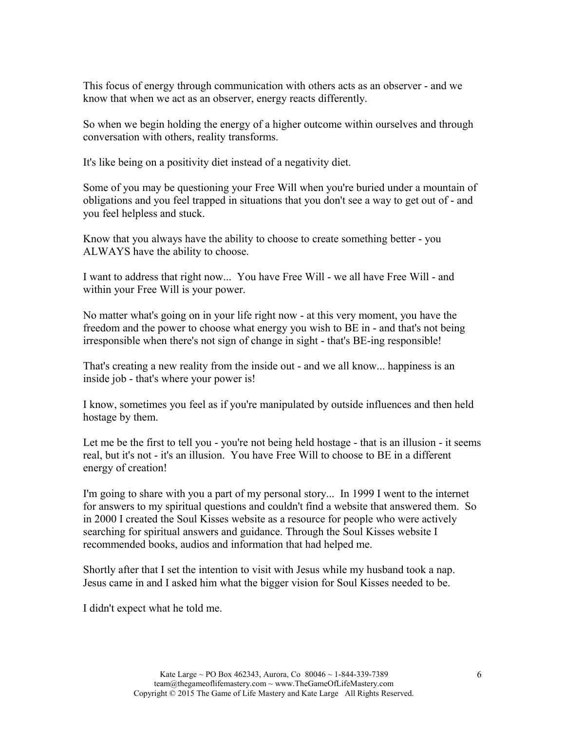This focus of energy through communication with others acts as an observer - and we know that when we act as an observer, energy reacts differently.

So when we begin holding the energy of a higher outcome within ourselves and through conversation with others, reality transforms.

It's like being on a positivity diet instead of a negativity diet.

Some of you may be questioning your Free Will when you're buried under a mountain of obligations and you feel trapped in situations that you don't see a way to get out of - and you feel helpless and stuck.

Know that you always have the ability to choose to create something better - you ALWAYS have the ability to choose.

I want to address that right now... You have Free Will - we all have Free Will - and within your Free Will is your power.

No matter what's going on in your life right now - at this very moment, you have the freedom and the power to choose what energy you wish to BE in - and that's not being irresponsible when there's not sign of change in sight - that's BE-ing responsible!

That's creating a new reality from the inside out - and we all know... happiness is an inside job - that's where your power is!

I know, sometimes you feel as if you're manipulated by outside influences and then held hostage by them.

Let me be the first to tell you - you're not being held hostage - that is an illusion - it seems real, but it's not - it's an illusion. You have Free Will to choose to BE in a different energy of creation!

I'm going to share with you a part of my personal story... In 1999 I went to the internet for answers to my spiritual questions and couldn't find a website that answered them. So in 2000 I created the Soul Kisses website as a resource for people who were actively searching for spiritual answers and guidance. Through the Soul Kisses website I recommended books, audios and information that had helped me.

Shortly after that I set the intention to visit with Jesus while my husband took a nap. Jesus came in and I asked him what the bigger vision for Soul Kisses needed to be.

I didn't expect what he told me.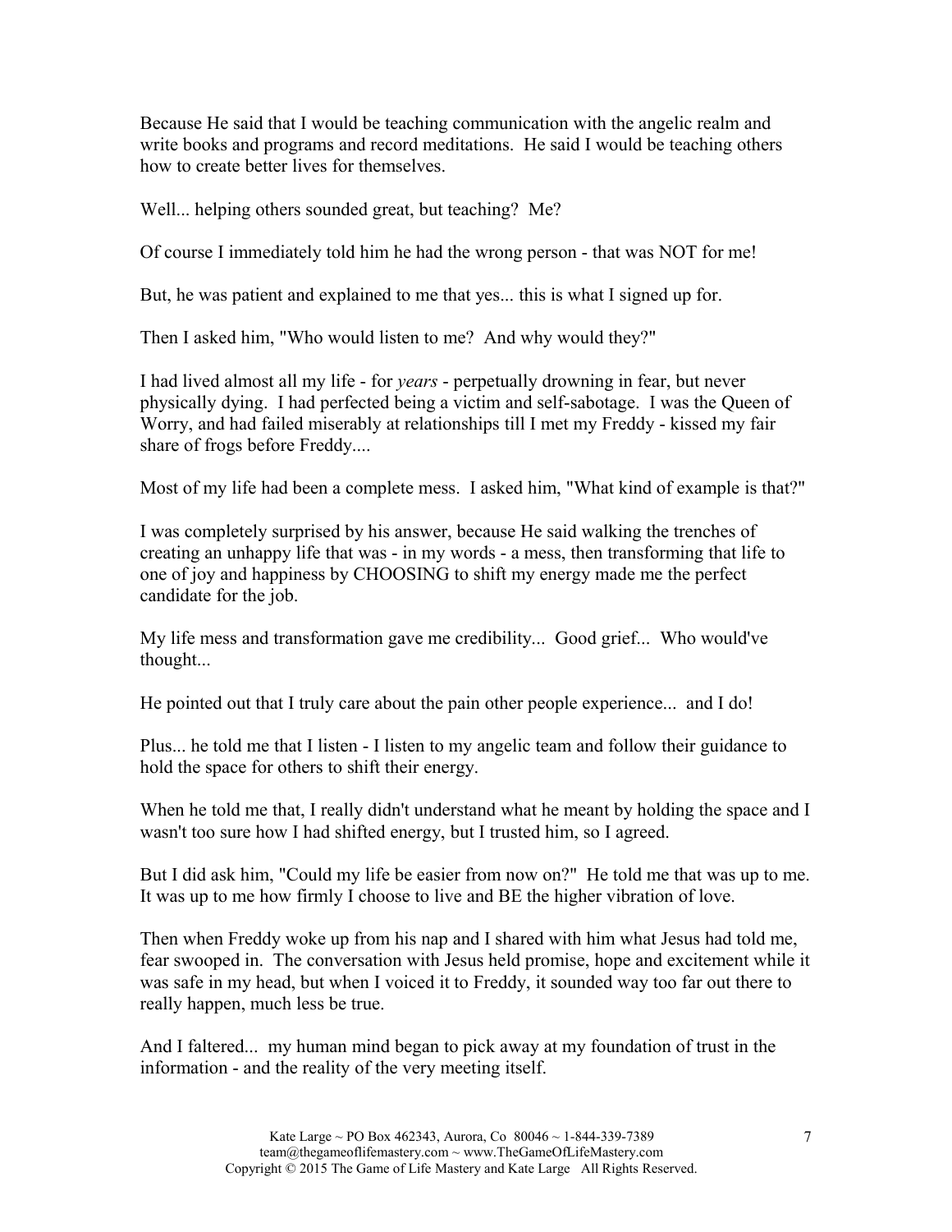Because He said that I would be teaching communication with the angelic realm and write books and programs and record meditations. He said I would be teaching others how to create better lives for themselves.

Well... helping others sounded great, but teaching? Me?

Of course I immediately told him he had the wrong person - that was NOT for me!

But, he was patient and explained to me that yes... this is what I signed up for.

Then I asked him, "Who would listen to me? And why would they?"

I had lived almost all my life - for *years* - perpetually drowning in fear, but never physically dying. I had perfected being a victim and self-sabotage. I was the Queen of Worry, and had failed miserably at relationships till I met my Freddy - kissed my fair share of frogs before Freddy....

Most of my life had been a complete mess. I asked him, "What kind of example is that?"

I was completely surprised by his answer, because He said walking the trenches of creating an unhappy life that was - in my words - a mess, then transforming that life to one of joy and happiness by CHOOSING to shift my energy made me the perfect candidate for the job.

My life mess and transformation gave me credibility... Good grief... Who would've thought...

He pointed out that I truly care about the pain other people experience... and I do!

Plus... he told me that I listen - I listen to my angelic team and follow their guidance to hold the space for others to shift their energy.

When he told me that, I really didn't understand what he meant by holding the space and I wasn't too sure how I had shifted energy, but I trusted him, so I agreed.

But I did ask him, "Could my life be easier from now on?" He told me that was up to me. It was up to me how firmly I choose to live and BE the higher vibration of love.

Then when Freddy woke up from his nap and I shared with him what Jesus had told me, fear swooped in. The conversation with Jesus held promise, hope and excitement while it was safe in my head, but when I voiced it to Freddy, it sounded way too far out there to really happen, much less be true.

And I faltered... my human mind began to pick away at my foundation of trust in the information - and the reality of the very meeting itself.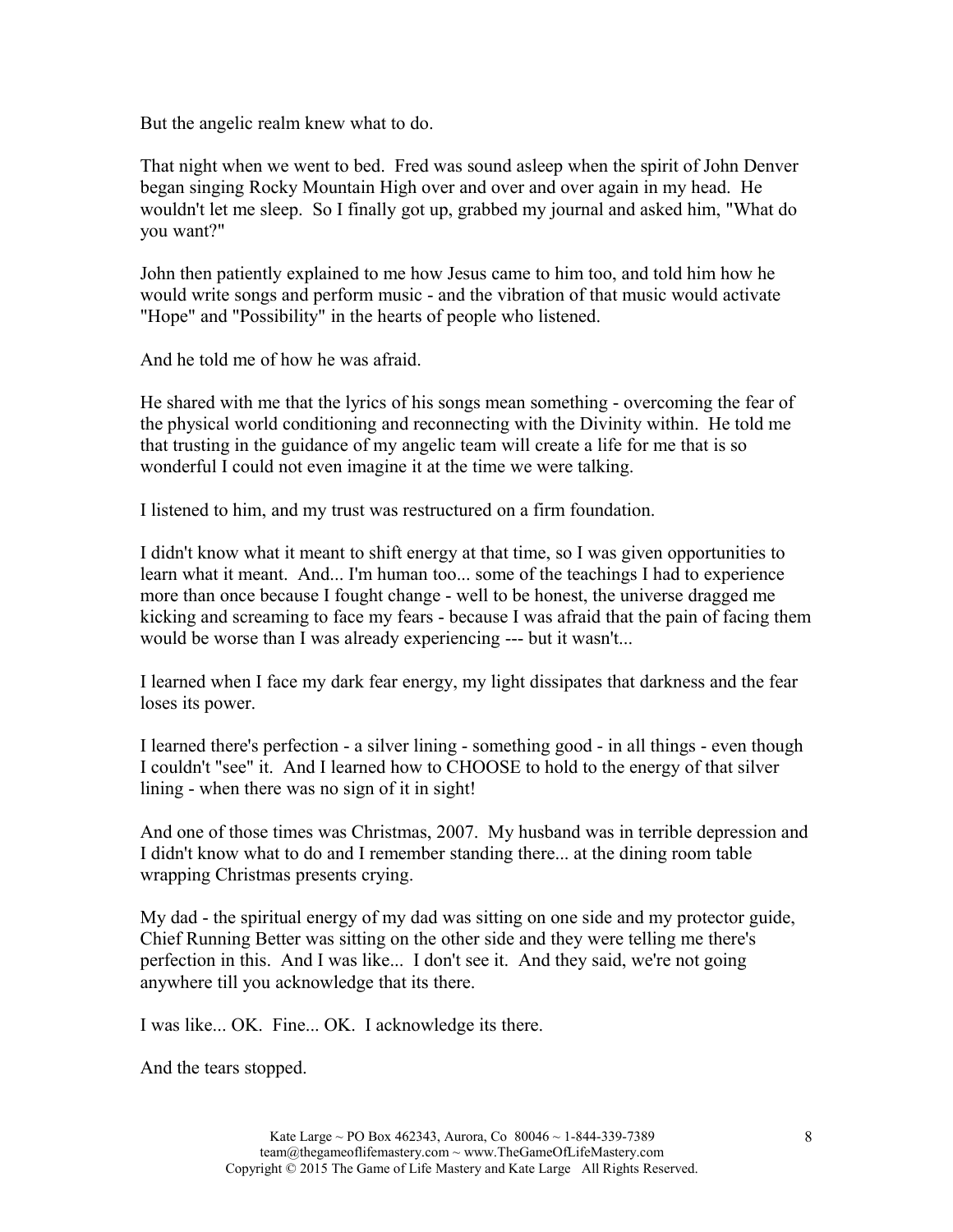But the angelic realm knew what to do.

That night when we went to bed. Fred was sound asleep when the spirit of John Denver began singing Rocky Mountain High over and over and over again in my head. He wouldn't let me sleep. So I finally got up, grabbed my journal and asked him, "What do you want?"

John then patiently explained to me how Jesus came to him too, and told him how he would write songs and perform music - and the vibration of that music would activate "Hope" and "Possibility" in the hearts of people who listened.

And he told me of how he was afraid.

He shared with me that the lyrics of his songs mean something - overcoming the fear of the physical world conditioning and reconnecting with the Divinity within. He told me that trusting in the guidance of my angelic team will create a life for me that is so wonderful I could not even imagine it at the time we were talking.

I listened to him, and my trust was restructured on a firm foundation.

I didn't know what it meant to shift energy at that time, so I was given opportunities to learn what it meant. And... I'm human too... some of the teachings I had to experience more than once because I fought change - well to be honest, the universe dragged me kicking and screaming to face my fears - because I was afraid that the pain of facing them would be worse than I was already experiencing --- but it wasn't...

I learned when I face my dark fear energy, my light dissipates that darkness and the fear loses its power.

I learned there's perfection - a silver lining - something good - in all things - even though I couldn't "see" it. And I learned how to CHOOSE to hold to the energy of that silver lining - when there was no sign of it in sight!

And one of those times was Christmas, 2007. My husband was in terrible depression and I didn't know what to do and I remember standing there... at the dining room table wrapping Christmas presents crying.

My dad - the spiritual energy of my dad was sitting on one side and my protector guide, Chief Running Better was sitting on the other side and they were telling me there's perfection in this. And I was like... I don't see it. And they said, we're not going anywhere till you acknowledge that its there.

I was like... OK. Fine... OK. I acknowledge its there.

And the tears stopped.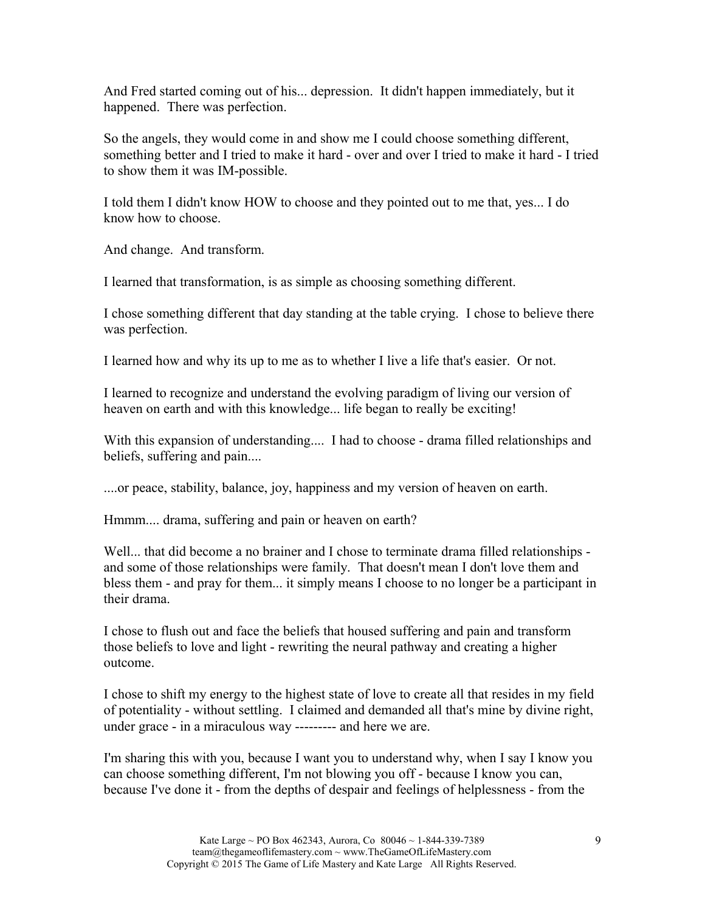And Fred started coming out of his... depression. It didn't happen immediately, but it happened. There was perfection.

So the angels, they would come in and show me I could choose something different, something better and I tried to make it hard - over and over I tried to make it hard - I tried to show them it was IM-possible.

I told them I didn't know HOW to choose and they pointed out to me that, yes... I do know how to choose.

And change. And transform.

I learned that transformation, is as simple as choosing something different.

I chose something different that day standing at the table crying. I chose to believe there was perfection.

I learned how and why its up to me as to whether I live a life that's easier. Or not.

I learned to recognize and understand the evolving paradigm of living our version of heaven on earth and with this knowledge... life began to really be exciting!

With this expansion of understanding.... I had to choose - drama filled relationships and beliefs, suffering and pain....

....or peace, stability, balance, joy, happiness and my version of heaven on earth.

Hmmm.... drama, suffering and pain or heaven on earth?

Well... that did become a no brainer and I chose to terminate drama filled relationships - and some of those relationships were family. That doesn't mean I don't love them and bless them - and pray for them... it simply means I choose to no longer be a participant in their drama.

I chose to flush out and face the beliefs that housed suffering and pain and transform those beliefs to love and light - rewriting the neural pathway and creating a higher outcome.

I chose to shift my energy to the highest state of love to create all that resides in my field of potentiality - without settling. I claimed and demanded all that's mine by divine right, under grace - in a miraculous way --------- and here we are.

I'm sharing this with you, because I want you to understand why, when I say I know you can choose something different, I'm not blowing you off - because I know you can, because I've done it - from the depths of despair and feelings of helplessness - from the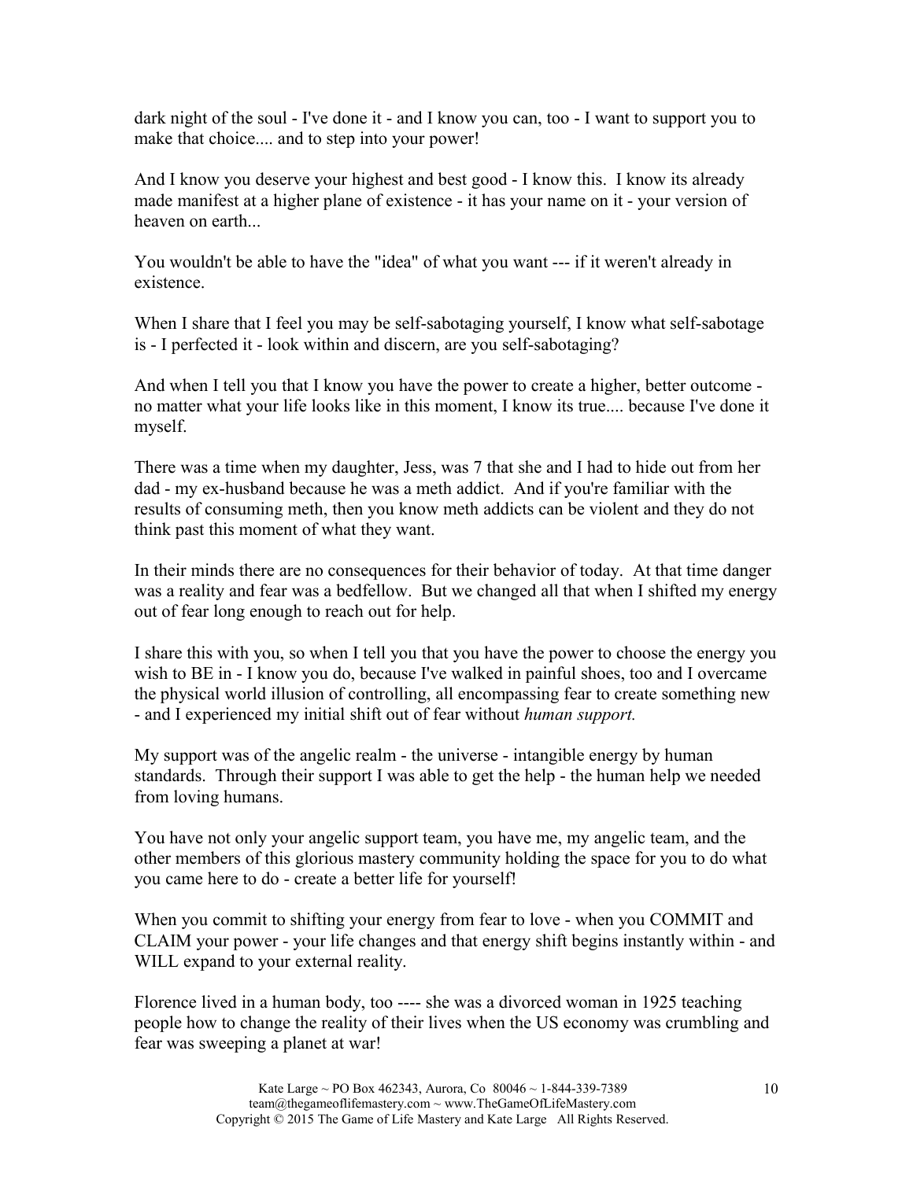dark night of the soul - I've done it - and I know you can, too - I want to support you to make that choice.... and to step into your power!

And I know you deserve your highest and best good - I know this. I know its already made manifest at a higher plane of existence - it has your name on it - your version of heaven on earth...

You wouldn't be able to have the "idea" of what you want --- if it weren't already in existence.

When I share that I feel you may be self-sabotaging yourself, I know what self-sabotage is - I perfected it - look within and discern, are you self-sabotaging?

And when I tell you that I know you have the power to create a higher, better outcome - no matter what your life looks like in this moment, I know its true.... because I've done it myself.

There was a time when my daughter, Jess, was 7 that she and I had to hide out from her dad - my ex-husband because he was a meth addict. And if you're familiar with the results of consuming meth, then you know meth addicts can be violent and they do not think past this moment of what they want.

In their minds there are no consequences for their behavior of today. At that time danger was a reality and fear was a bedfellow. But we changed all that when I shifted my energy out of fear long enough to reach out for help.

I share this with you, so when I tell you that you have the power to choose the energy you wish to BE in - I know you do, because I've walked in painful shoes, too and I overcame the physical world illusion of controlling, all encompassing fear to create something new - and I experienced my initial shift out of fear without *human support.*

My support was of the angelic realm - the universe - intangible energy by human standards. Through their support I was able to get the help - the human help we needed from loving humans.

You have not only your angelic support team, you have me, my angelic team, and the other members of this glorious mastery community holding the space for you to do what you came here to do - create a better life for yourself!

When you commit to shifting your energy from fear to love - when you COMMIT and CLAIM your power - your life changes and that energy shift begins instantly within - and WILL expand to your external reality.

Florence lived in a human body, too ---- she was a divorced woman in 1925 teaching people how to change the reality of their lives when the US economy was crumbling and fear was sweeping a planet at war!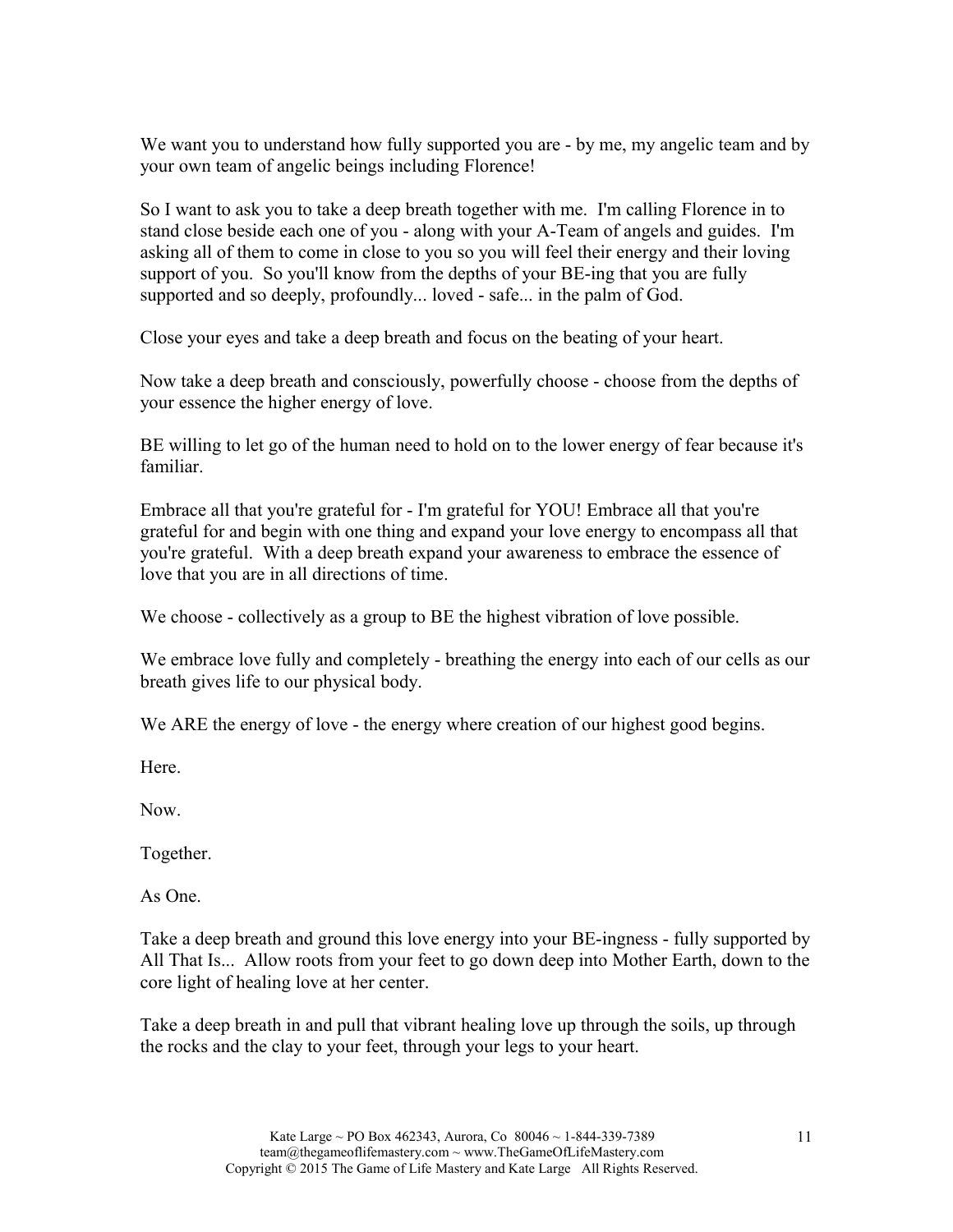We want you to understand how fully supported you are - by me, my angelic team and by your own team of angelic beings including Florence!

So I want to ask you to take a deep breath together with me. I'm calling Florence in to stand close beside each one of you - along with your A-Team of angels and guides. I'm asking all of them to come in close to you so you will feel their energy and their loving support of you. So you'll know from the depths of your BE-ing that you are fully supported and so deeply, profoundly... loved - safe... in the palm of God.

Close your eyes and take a deep breath and focus on the beating of your heart.

Now take a deep breath and consciously, powerfully choose - choose from the depths of your essence the higher energy of love.

BE willing to let go of the human need to hold on to the lower energy of fear because it's familiar.

Embrace all that you're grateful for - I'm grateful for YOU! Embrace all that you're grateful for and begin with one thing and expand your love energy to encompass all that you're grateful. With a deep breath expand your awareness to embrace the essence of love that you are in all directions of time.

We choose - collectively as a group to BE the highest vibration of love possible.

We embrace love fully and completely - breathing the energy into each of our cells as our breath gives life to our physical body.

We ARE the energy of love - the energy where creation of our highest good begins.

Here.

Now.

Together.

As One.

Take a deep breath and ground this love energy into your BE-ingness - fully supported by All That Is... Allow roots from your feet to go down deep into Mother Earth, down to the core light of healing love at her center.

Take a deep breath in and pull that vibrant healing love up through the soils, up through the rocks and the clay to your feet, through your legs to your heart.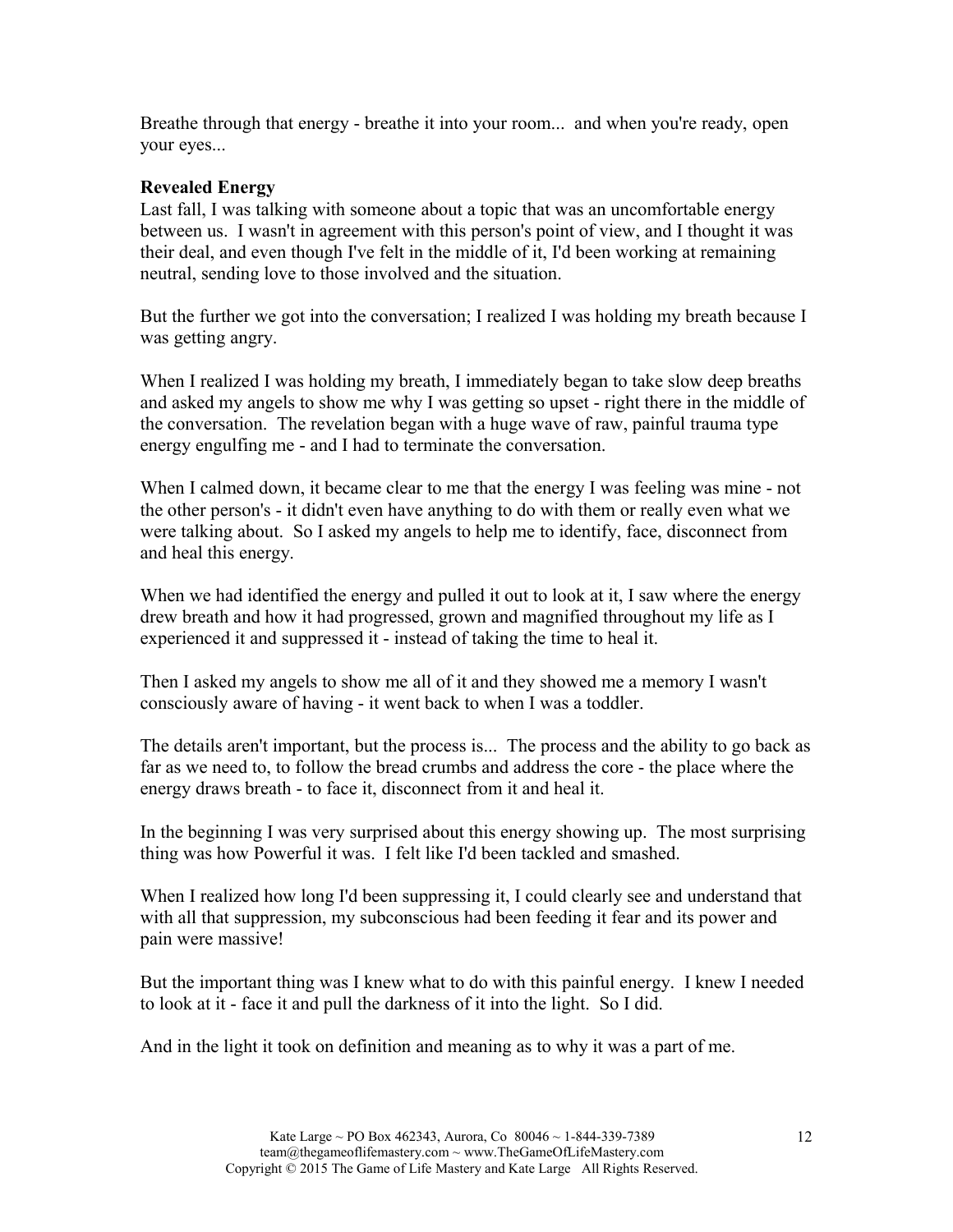Breathe through that energy - breathe it into your room... and when you're ready, open your eyes...

**Revealed Energy**

Last fall, I was talking with someone about a topic that was an uncomfortable energy between us. I wasn't in agreement with this person's point of view, and I thought it was their deal, and even though I've felt in the middle of it, I'd been working at remaining neutral, sending love to those involved and the situation.

But the further we got into the conversation; I realized I was holding my breath because I was getting angry.

When I realized I was holding my breath, I immediately began to take slow deep breaths and asked my angels to show me why I was getting so upset - right there in the middle of the conversation. The revelation began with a huge wave of raw, painful trauma type energy engulfing me - and I had to terminate the conversation.

When I calmed down, it became clear to me that the energy I was feeling was mine - not the other person's - it didn't even have anything to do with them or really even what we were talking about. So I asked my angels to help me to identify, face, disconnect from and heal this energy.

When we had identified the energy and pulled it out to look at it, I saw where the energy drew breath and how it had progressed, grown and magnified throughout my life as I experienced it and suppressed it - instead of taking the time to heal it.

Then I asked my angels to show me all of it and they showed me a memory I wasn't consciously aware of having - it went back to when I was a toddler.

The details aren't important, but the process is... The process and the ability to go back as far as we need to, to follow the bread crumbs and address the core - the place where the energy draws breath - to face it, disconnect from it and heal it.

In the beginning I was very surprised about this energy showing up. The most surprising thing was how Powerful it was. I felt like I'd been tackled and smashed.

When I realized how long I'd been suppressing it, I could clearly see and understand that with all that suppression, my subconscious had been feeding it fear and its power and pain were massive!

But the important thing was I knew what to do with this painful energy. I knew I needed to look at it - face it and pull the darkness of it into the light. So I did.

And in the light it took on definition and meaning as to why it was a part of me.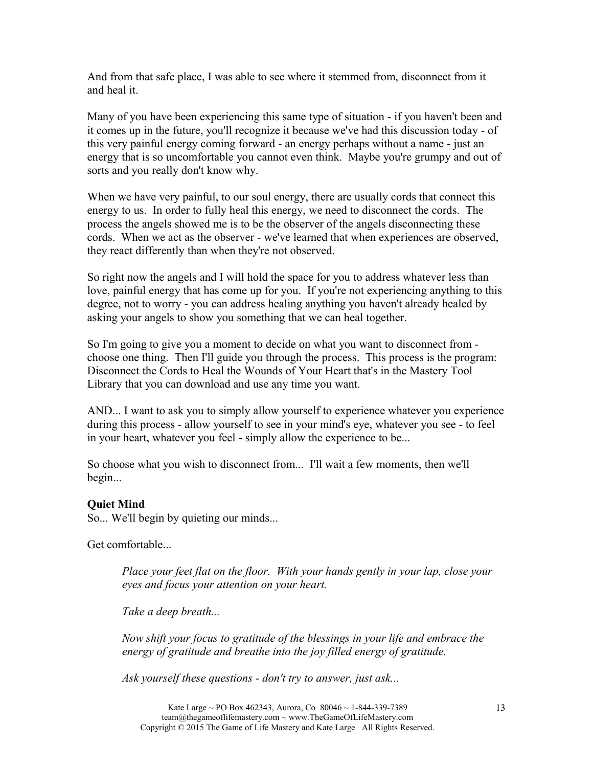And from that safe place, I was able to see where it stemmed from, disconnect from it and heal it.

Many of you have been experiencing this same type of situation - if you haven't been and it comes up in the future, you'll recognize it because we've had this discussion today - of this very painful energy coming forward - an energy perhaps without a name - just an energy that is so uncomfortable you cannot even think. Maybe you're grumpy and out of sorts and you really don't know why.

When we have very painful, to our soul energy, there are usually cords that connect this energy to us. In order to fully heal this energy, we need to disconnect the cords. The process the angels showed me is to be the observer of the angels disconnecting these cords. When we act as the observer - we've learned that when experiences are observed, they react differently than when they're not observed.

So right now the angels and I will hold the space for you to address whatever less than love, painful energy that has come up for you. If you're not experiencing anything to this degree, not to worry - you can address healing anything you haven't already healed by asking your angels to show you something that we can heal together.

So I'm going to give you a moment to decide on what you want to disconnect from - choose one thing. Then I'll guide you through the process. This process is the program: Disconnect the Cords to Heal the Wounds of Your Heart that's in the Mastery Tool Library that you can download and use any time you want.

AND... I want to ask you to simply allow yourself to experience whatever you experience during this process - allow yourself to see in your mind's eye, whatever you see - to feel in your heart, whatever you feel - simply allow the experience to be...

So choose what you wish to disconnect from... I'll wait a few moments, then we'll begin...

**Quiet Mind**

So... We'll begin by quieting our minds...

Get comfortable...

> *Place your feet flat on the floor. With your hands gently in your lap, close your eyes and focus your attention on your heart.*
>
> *Take a deep breath...*
>
> *Now shift your focus to gratitude of the blessings in your life and embrace the energy of gratitude and breathe into the joy filled energy of gratitude.*
>
> *Ask yourself these questions - don't try to answer, just ask...*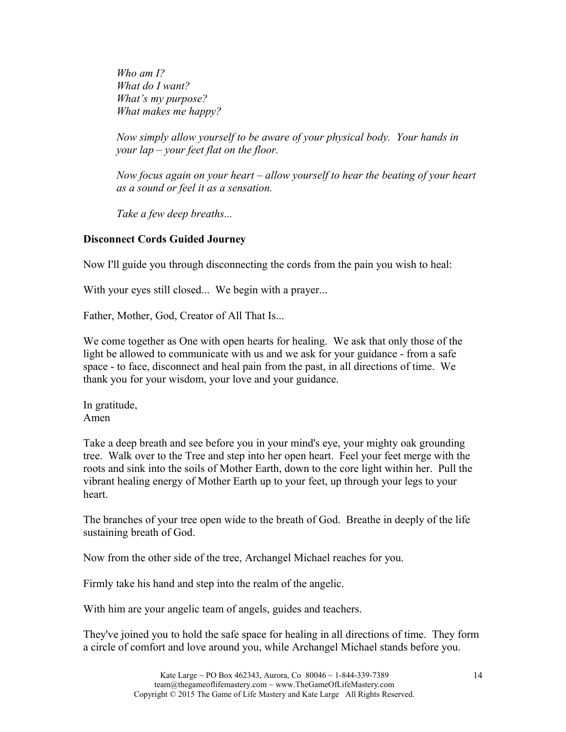*Who am I?*
*What do I want?*
*What's my purpose?*
*What makes me happy?*

*Now simply allow yourself to be aware of your physical body. Your hands in your lap – your feet flat on the floor.*

*Now focus again on your heart – allow yourself to hear the beating of your heart as a sound or feel it as a sensation.*

*Take a few deep breaths...*

**Disconnect Cords Guided Journey**

Now I'll guide you through disconnecting the cords from the pain you wish to heal:

With your eyes still closed... We begin with a prayer...

Father, Mother, God, Creator of All That Is...

We come together as One with open hearts for healing. We ask that only those of the light be allowed to communicate with us and we ask for your guidance - from a safe space - to face, disconnect and heal pain from the past, in all directions of time. We thank you for your wisdom, your love and your guidance.

In gratitude,
Amen

Take a deep breath and see before you in your mind's eye, your mighty oak grounding tree. Walk over to the Tree and step into her open heart. Feel your feet merge with the roots and sink into the soils of Mother Earth, down to the core light within her. Pull the vibrant healing energy of Mother Earth up to your feet, up through your legs to your heart.

The branches of your tree open wide to the breath of God. Breathe in deeply of the life sustaining breath of God.

Now from the other side of the tree, Archangel Michael reaches for you.

Firmly take his hand and step into the realm of the angelic.

With him are your angelic team of angels, guides and teachers.

They've joined you to hold the safe space for healing in all directions of time. They form a circle of comfort and love around you, while Archangel Michael stands before you.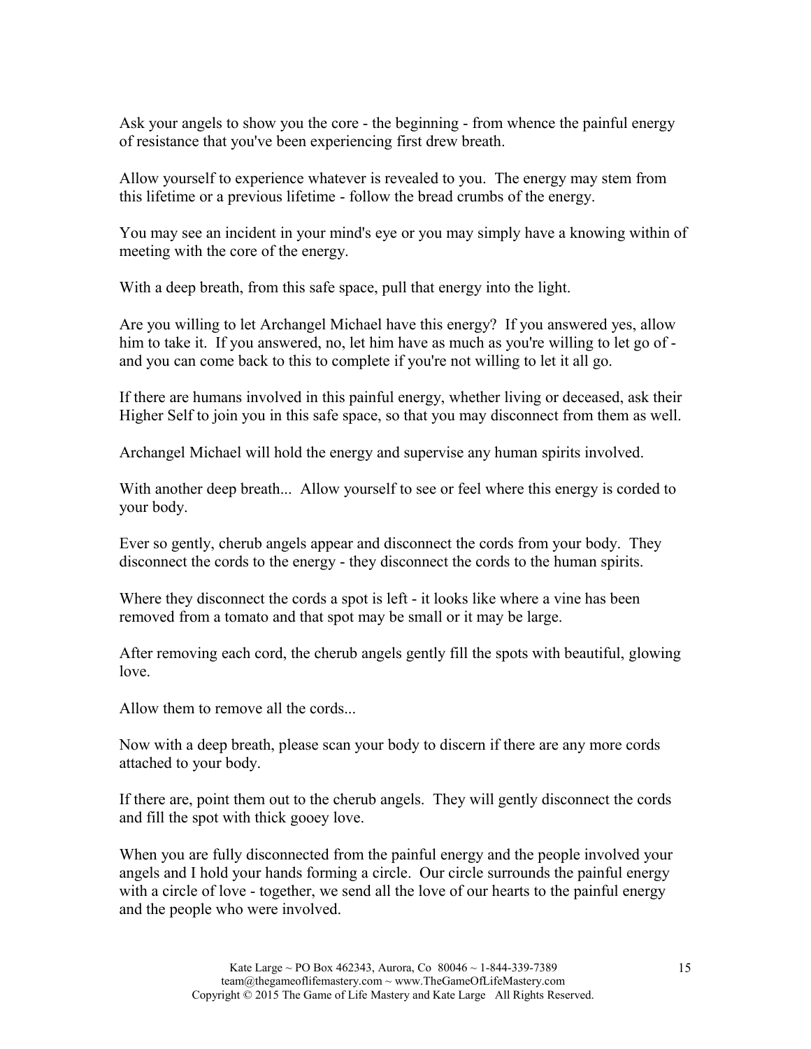Ask your angels to show you the core - the beginning - from whence the painful energy of resistance that you've been experiencing first drew breath.

Allow yourself to experience whatever is revealed to you. The energy may stem from this lifetime or a previous lifetime - follow the bread crumbs of the energy.

You may see an incident in your mind's eye or you may simply have a knowing within of meeting with the core of the energy.

With a deep breath, from this safe space, pull that energy into the light.

Are you willing to let Archangel Michael have this energy? If you answered yes, allow him to take it. If you answered, no, let him have as much as you're willing to let go of - and you can come back to this to complete if you're not willing to let it all go.

If there are humans involved in this painful energy, whether living or deceased, ask their Higher Self to join you in this safe space, so that you may disconnect from them as well.

Archangel Michael will hold the energy and supervise any human spirits involved.

With another deep breath... Allow yourself to see or feel where this energy is corded to your body.

Ever so gently, cherub angels appear and disconnect the cords from your body. They disconnect the cords to the energy - they disconnect the cords to the human spirits.

Where they disconnect the cords a spot is left - it looks like where a vine has been removed from a tomato and that spot may be small or it may be large.

After removing each cord, the cherub angels gently fill the spots with beautiful, glowing love.

Allow them to remove all the cords...

Now with a deep breath, please scan your body to discern if there are any more cords attached to your body.

If there are, point them out to the cherub angels. They will gently disconnect the cords and fill the spot with thick gooey love.

When you are fully disconnected from the painful energy and the people involved your angels and I hold your hands forming a circle. Our circle surrounds the painful energy with a circle of love - together, we send all the love of our hearts to the painful energy and the people who were involved.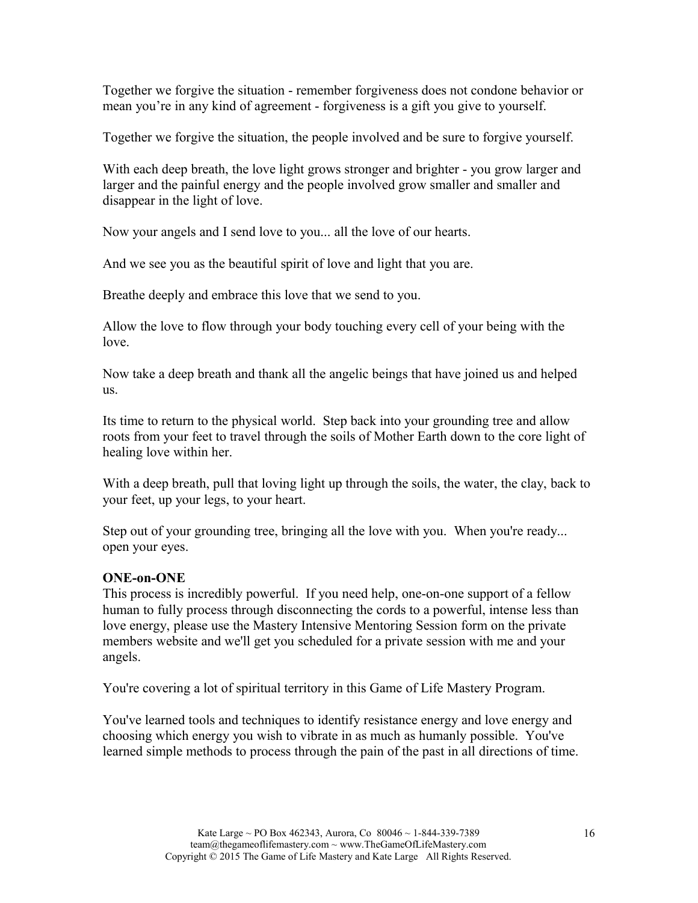Together we forgive the situation - remember forgiveness does not condone behavior or mean you're in any kind of agreement - forgiveness is a gift you give to yourself.

Together we forgive the situation, the people involved and be sure to forgive yourself.

With each deep breath, the love light grows stronger and brighter - you grow larger and larger and the painful energy and the people involved grow smaller and smaller and disappear in the light of love.

Now your angels and I send love to you... all the love of our hearts.

And we see you as the beautiful spirit of love and light that you are.

Breathe deeply and embrace this love that we send to you.

Allow the love to flow through your body touching every cell of your being with the love.

Now take a deep breath and thank all the angelic beings that have joined us and helped us.

Its time to return to the physical world. Step back into your grounding tree and allow roots from your feet to travel through the soils of Mother Earth down to the core light of healing love within her.

With a deep breath, pull that loving light up through the soils, the water, the clay, back to your feet, up your legs, to your heart.

Step out of your grounding tree, bringing all the love with you. When you're ready... open your eyes.

**ONE-on-ONE**

This process is incredibly powerful. If you need help, one-on-one support of a fellow human to fully process through disconnecting the cords to a powerful, intense less than love energy, please use the Mastery Intensive Mentoring Session form on the private members website and we'll get you scheduled for a private session with me and your angels.

You're covering a lot of spiritual territory in this Game of Life Mastery Program.

You've learned tools and techniques to identify resistance energy and love energy and choosing which energy you wish to vibrate in as much as humanly possible. You've learned simple methods to process through the pain of the past in all directions of time.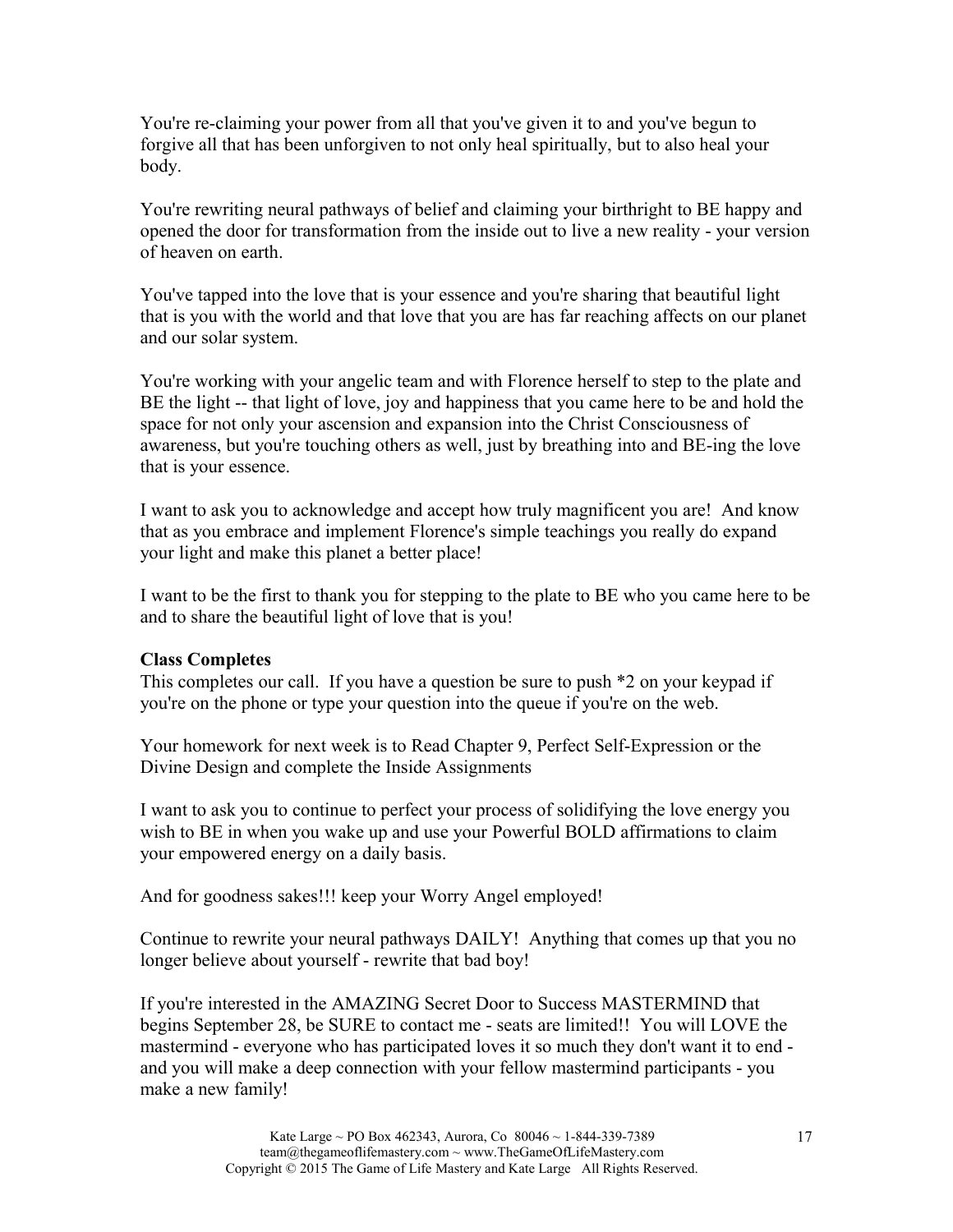You're re-claiming your power from all that you've given it to and you've begun to forgive all that has been unforgiven to not only heal spiritually, but to also heal your body.

You're rewriting neural pathways of belief and claiming your birthright to BE happy and opened the door for transformation from the inside out to live a new reality - your version of heaven on earth.

You've tapped into the love that is your essence and you're sharing that beautiful light that is you with the world and that love that you are has far reaching affects on our planet and our solar system.

You're working with your angelic team and with Florence herself to step to the plate and BE the light -- that light of love, joy and happiness that you came here to be and hold the space for not only your ascension and expansion into the Christ Consciousness of awareness, but you're touching others as well, just by breathing into and BE-ing the love that is your essence.

I want to ask you to acknowledge and accept how truly magnificent you are! And know that as you embrace and implement Florence's simple teachings you really do expand your light and make this planet a better place!

I want to be the first to thank you for stepping to the plate to BE who you came here to be and to share the beautiful light of love that is you!

**Class Completes**

This completes our call. If you have a question be sure to push *2 on your keypad if you're on the phone or type your question into the queue if you're on the web.

Your homework for next week is to Read Chapter 9, Perfect Self-Expression or the Divine Design and complete the Inside Assignments

I want to ask you to continue to perfect your process of solidifying the love energy you wish to BE in when you wake up and use your Powerful BOLD affirmations to claim your empowered energy on a daily basis.

And for goodness sakes!!! keep your Worry Angel employed!

Continue to rewrite your neural pathways DAILY! Anything that comes up that you no longer believe about yourself - rewrite that bad boy!

If you're interested in the AMAZING Secret Door to Success MASTERMIND that begins September 28, be SURE to contact me - seats are limited!! You will LOVE the mastermind - everyone who has participated loves it so much they don't want it to end - and you will make a deep connection with your fellow mastermind participants - you make a new family!